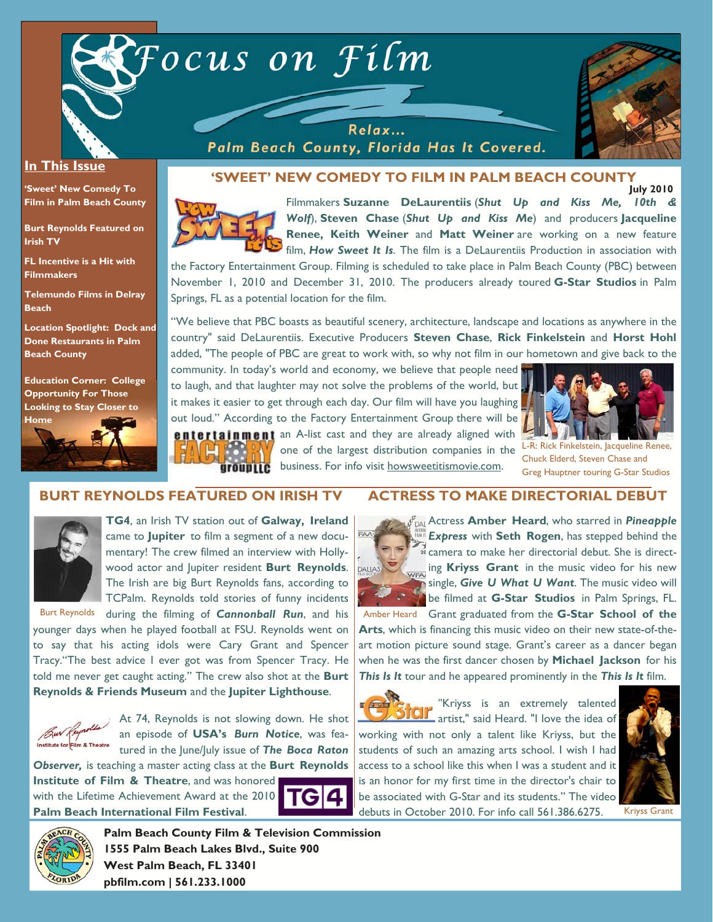# Focus on Film

Relax... Palm Beach County, Florida Has It Covered.

**In This Issue**

- 'Sweet' New Comedy To Film in Palm Beach County
- Burt Reynolds Featured on Irish TV
- FL Incentive is a Hit with Filmmakers
- Telemundo Films in Delray Beach
- Location Spotlight: Dock and Done Restaurants in Palm Beach County
- Education Corner: College Opportunity For Those Looking to Stay Closer to Home

## 'SWEET' NEW COMEDY TO FILM IN PALM BEACH COUNTY

**July 2010**

Filmmakers **Suzanne DeLaurentiis** (***Shut Up and Kiss Me, 10th & Wolf***), **Steven Chase** (***Shut Up and Kiss Me***) and producers **Jacqueline Renee, Keith Weiner** and **Matt Weiner** are working on a new feature film, ***How Sweet It Is***. The film is a DeLaurentiis Production in association with the Factory Entertainment Group. Filming is scheduled to take place in Palm Beach County (PBC) between November 1, 2010 and December 31, 2010. The producers already toured **G-Star Studios** in Palm Springs, FL as a potential location for the film.

"We believe that PBC boasts as beautiful scenery, architecture, landscape and locations as anywhere in the country" said DeLaurentiis. Executive Producers **Steven Chase**, **Rick Finkelstein** and **Horst Hohl** added, "The people of PBC are great to work with, so why not film in our hometown and give back to the community. In today's world and economy, we believe that people need to laugh, and that laughter may not solve the problems of the world, but it makes it easier to get through each day. Our film will have you laughing out loud." According to the Factory Entertainment Group there will be an A-list cast and they are already aligned with one of the largest distribution companies in the business. For info visit howsweetitismovie.com.

L-R: Rick Finkelstein, Jacqueline Renee, Chuck Elderd, Steven Chase and Greg Hauptner touring G-Star Studios

## BURT REYNOLDS FEATURED ON IRISH TV

**TG4**, an Irish TV station out of **Galway, Ireland** came to **Jupiter** to film a segment of a new documentary! The crew filmed an interview with Hollywood actor and Jupiter resident **Burt Reynolds**. The Irish are big Burt Reynolds fans, according to TCPalm. Reynolds told stories of funny incidents during the filming of ***Cannonball Run***, and his younger days when he played football at FSU. Reynolds went on to say that his acting idols were Cary Grant and Spencer Tracy."The best advice I ever got was from Spencer Tracy. He told me never get caught acting." The crew also shot at the **Burt Reynolds & Friends Museum** and the **Jupiter Lighthouse**.

Burt Reynolds

At 74, Reynolds is not slowing down. He shot an episode of **USA's *Burn Notice***, was featured in the June/July issue of ***The Boca Raton Observer,*** is teaching a master acting class at the **Burt Reynolds Institute of Film & Theatre**, and was honored with the Lifetime Achievement Award at the 2010 **Palm Beach International Film Festival**.

## ACTRESS TO MAKE DIRECTORIAL DEBUT

Actress **Amber Heard**, who starred in ***Pineapple Express*** with **Seth Rogen**, has stepped behind the camera to make her directorial debut. She is directing **Kriyss Grant** in the music video for his new single, ***Give U What U Want***. The music video will be filmed at **G-Star Studios** in Palm Springs, FL. Grant graduated from the **G-Star School of the Arts**, which is financing this music video on their new state-of-the-art motion picture sound stage. Grant's career as a dancer began when he was the first dancer chosen by **Michael Jackson** for his ***This Is It*** tour and he appeared prominently in the ***This Is It*** film.

Amber Heard

"Kriyss is an extremely talented artist," said Heard. "I love the idea of working with not only a talent like Kriyss, but the students of such an amazing arts school. I wish I had access to a school like this when I was a student and it is an honor for my first time in the director's chair to be associated with G-Star and its students." The video debuts in October 2010. For info call 561.386.6275.

Kriyss Grant

**Palm Beach County Film & Television Commission**
**1555 Palm Beach Lakes Blvd., Suite 900**
**West Palm Beach, FL 33401**
**pbfilm.com | 561.233.1000**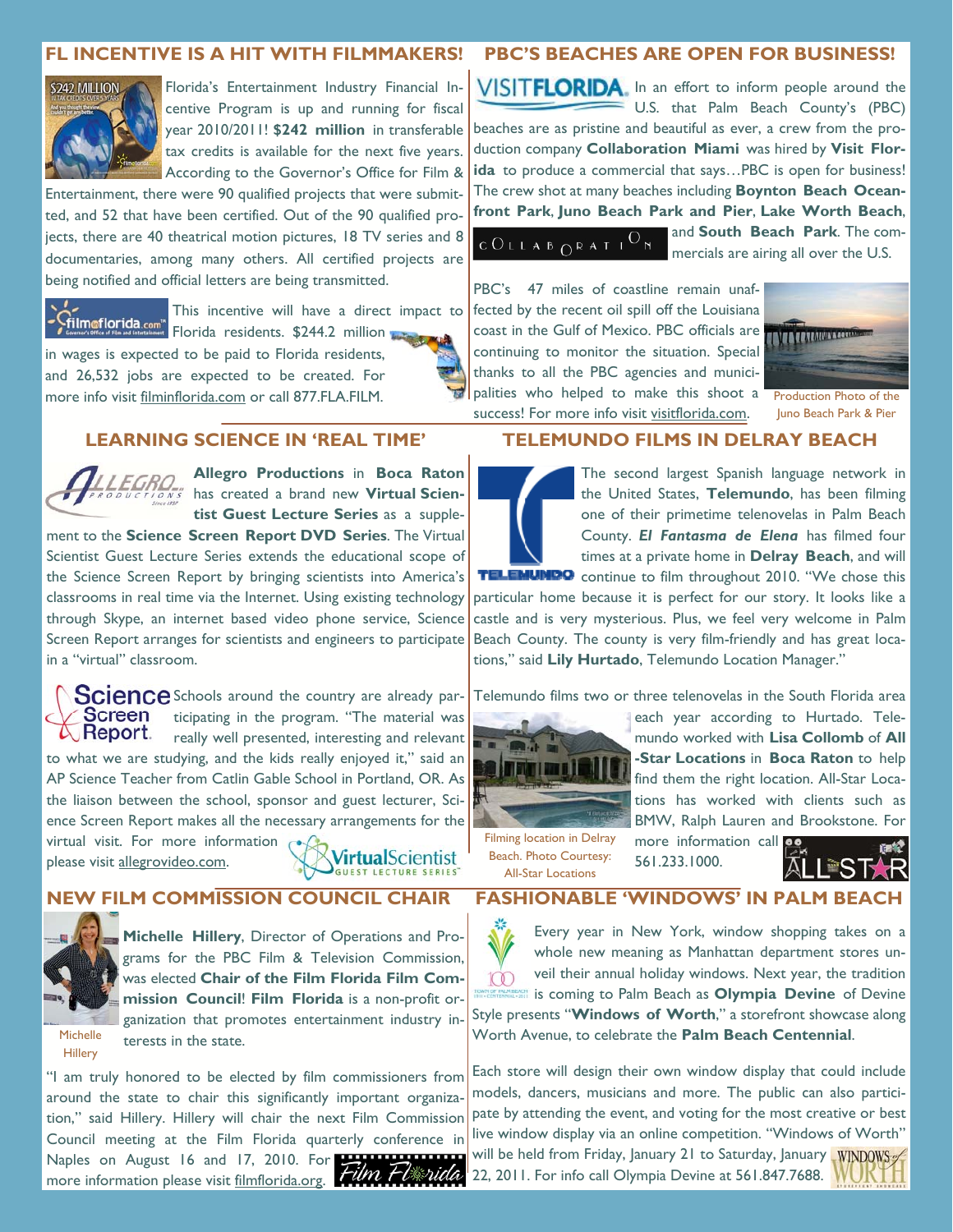## FL INCENTIVE IS A HIT WITH FILMMAKERS!

Florida's Entertainment Industry Financial Incentive Program is up and running for fiscal year 2010/2011! **$242 million** in transferable tax credits is available for the next five years. According to the Governor's Office for Film & Entertainment, there were 90 qualified projects that were submitted, and 52 that have been certified. Out of the 90 qualified projects, there are 40 theatrical motion pictures, 18 TV series and 8 documentaries, among many others. All certified projects are being notified and official letters are being transmitted.

This incentive will have a direct impact to Florida residents. $244.2 million in wages is expected to be paid to Florida residents, and 26,532 jobs are expected to be created. For more info visit filminflorida.com or call 877.FLA.FILM.

## PBC'S BEACHES ARE OPEN FOR BUSINESS!

In an effort to inform people around the U.S. that Palm Beach County's (PBC) beaches are as pristine and beautiful as ever, a crew from the production company **Collaboration Miami** was hired by **Visit Florida** to produce a commercial that says…PBC is open for business! The crew shot at many beaches including **Boynton Beach Oceanfront Park**, **Juno Beach Park and Pier**, **Lake Worth Beach**, and **South Beach Park**. The commercials are airing all over the U.S.

PBC's 47 miles of coastline remain unaffected by the recent oil spill off the Louisiana coast in the Gulf of Mexico. PBC officials are continuing to monitor the situation. Special thanks to all the PBC agencies and municipalities who helped to make this shoot a success! For more info visit visitflorida.com.

Production Photo of the Juno Beach Park & Pier

## LEARNING SCIENCE IN 'REAL TIME'

**Allegro Productions** in **Boca Raton** has created a brand new **Virtual Scientist Guest Lecture Series** as a supplement to the **Science Screen Report DVD Series**. The Virtual Scientist Guest Lecture Series extends the educational scope of the Science Screen Report by bringing scientists into America's classrooms in real time via the Internet. Using existing technology through Skype, an internet based video phone service, Science Screen Report arranges for scientists and engineers to participate in a "virtual" classroom.

Schools around the country are already participating in the program. "The material was really well presented, interesting and relevant to what we are studying, and the kids really enjoyed it," said an AP Science Teacher from Catlin Gable School in Portland, OR. As the liaison between the school, sponsor and guest lecturer, Science Screen Report makes all the necessary arrangements for the virtual visit. For more information please visit allegrovideo.com.

## TELEMUNDO FILMS IN DELRAY BEACH

The second largest Spanish language network in the United States, **Telemundo**, has been filming one of their primetime telenovelas in Palm Beach County. ***El Fantasma de Elena*** has filmed four times at a private home in **Delray Beach**, and will continue to film throughout 2010. "We chose this particular home because it is perfect for our story. It looks like a castle and is very mysterious. Plus, we feel very welcome in Palm Beach County. The county is very film-friendly and has great locations," said **Lily Hurtado**, Telemundo Location Manager."

Telemundo films two or three telenovelas in the South Florida area each year according to Hurtado. Telemundo worked with **Lisa Collomb** of **All-Star Locations** in **Boca Raton** to help find them the right location. All-Star Locations has worked with clients such as BMW, Ralph Lauren and Brookstone. For more information call 561.233.1000.

Filming location in Delray Beach. Photo Courtesy: All-Star Locations

## NEW FILM COMMISSION COUNCIL CHAIR

**Michelle Hillery**, Director of Operations and Programs for the PBC Film & Television Commission, was elected **Chair of the Film Florida Film Commission Council**! **Film Florida** is a non-profit organization that promotes entertainment industry interests in the state.

Michelle Hillery

"I am truly honored to be elected by film commissioners from around the state to chair this significantly important organization," said Hillery. Hillery will chair the next Film Commission Council meeting at the Film Florida quarterly conference in Naples on August 16 and 17, 2010. For more information please visit filmflorida.org.

## FASHIONABLE 'WINDOWS' IN PALM BEACH

Every year in New York, window shopping takes on a whole new meaning as Manhattan department stores unveil their annual holiday windows. Next year, the tradition is coming to Palm Beach as **Olympia Devine** of Devine Style presents "**Windows of Worth**," a storefront showcase along Worth Avenue, to celebrate the **Palm Beach Centennial**.

Each store will design their own window display that could include models, dancers, musicians and more. The public can also participate by attending the event, and voting for the most creative or best live window display via an online competition. "Windows of Worth" will be held from Friday, January 21 to Saturday, January 22, 2011. For info call Olympia Devine at 561.847.7688.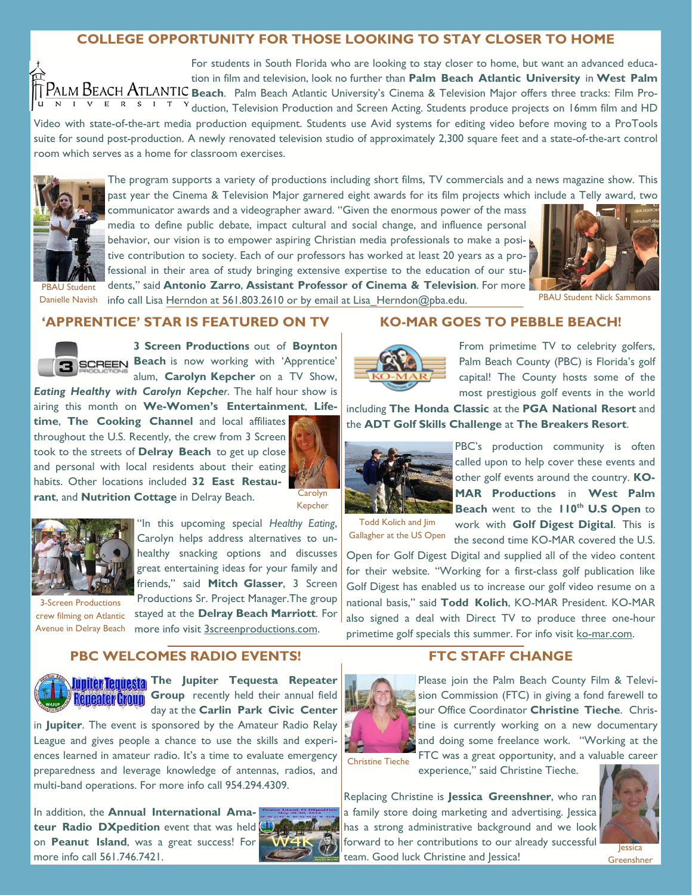## COLLEGE OPPORTUNITY FOR THOSE LOOKING TO STAY CLOSER TO HOME

For students in South Florida who are looking to stay closer to home, but want an advanced education in film and television, look no further than **Palm Beach Atlantic University** in **West Palm Beach**. Palm Beach Atlantic University's Cinema & Television Major offers three tracks: Film Production, Television Production and Screen Acting. Students produce projects on 16mm film and HD Video with state-of-the-art media production equipment. Students use Avid systems for editing video before moving to a ProTools suite for sound post-production. A newly renovated television studio of approximately 2,300 square feet and a state-of-the-art control room which serves as a home for classroom exercises.

The program supports a variety of productions including short films, TV commercials and a news magazine show. This past year the Cinema & Television Major garnered eight awards for its film projects which include a Telly award, two communicator awards and a videographer award. "Given the enormous power of the mass media to define public debate, impact cultural and social change, and influence personal behavior, our vision is to empower aspiring Christian media professionals to make a positive contribution to society. Each of our professors has worked at least 20 years as a professional in their area of study bringing extensive expertise to the education of our students," said **Antonio Zarro**, **Assistant Professor of Cinema & Television**. For more info call Lisa Herndon at 561.803.2610 or by email at Lisa_Herndon@pba.edu.

PBAU Student Danielle Navish

PBAU Student Nick Sammons

## 'APPRENTICE' STAR IS FEATURED ON TV

**3 Screen Productions** out of **Boynton Beach** is now working with 'Apprentice' alum, **Carolyn Kepcher** on a TV Show, ***Eating Healthy with Carolyn Kepcher***. The half hour show is airing this month on **We-Women's Entertainment**, **Lifetime**, **The Cooking Channel** and local affiliates throughout the U.S. Recently, the crew from 3 Screen took to the streets of **Delray Beach** to get up close and personal with local residents about their eating habits. Other locations included **32 East Restaurant**, and **Nutrition Cottage** in Delray Beach.

Carolyn Kepcher

"In this upcoming special *Healthy Eating*, Carolyn helps address alternatives to unhealthy snacking options and discusses great entertaining ideas for your family and friends," said **Mitch Glasser**, 3 Screen Productions Sr. Project Manager.The group stayed at the **Delray Beach Marriott**. For more info visit 3screenproductions.com.

3-Screen Productions crew filming on Atlantic Avenue in Delray Beach

## KO-MAR GOES TO PEBBLE BEACH!

From primetime TV to celebrity golfers, Palm Beach County (PBC) is Florida's golf capital! The County hosts some of the most prestigious golf events in the world including **The Honda Classic** at the **PGA National Resort** and the **ADT Golf Skills Challenge** at **The Breakers Resort**.

PBC's production community is often called upon to help cover these events and other golf events around the country. **KO-MAR Productions** in **West Palm Beach** went to the **110th U.S Open** to work with **Golf Digest Digital**. This is the second time KO-MAR covered the U.S. Open for Golf Digest Digital and supplied all of the video content for their website. "Working for a first-class golf publication like Golf Digest has enabled us to increase our golf video resume on a national basis," said **Todd Kolich**, KO-MAR President. KO-MAR also signed a deal with Direct TV to produce three one-hour primetime golf specials this summer. For info visit ko-mar.com.

Todd Kolich and Jim Gallagher at the US Open

## PBC WELCOMES RADIO EVENTS!

**The Jupiter Tequesta Repeater Group** recently held their annual field day at the **Carlin Park Civic Center** in **Jupiter**. The event is sponsored by the Amateur Radio Relay League and gives people a chance to use the skills and experiences learned in amateur radio. It's a time to evaluate emergency preparedness and leverage knowledge of antennas, radios, and multi-band operations. For more info call 954.294.4309.

In addition, the **Annual International Amateur Radio DXpedition** event that was held on **Peanut Island**, was a great success! For more info call 561.746.7421.

## FTC STAFF CHANGE

Please join the Palm Beach County Film & Television Commission (FTC) in giving a fond farewell to our Office Coordinator **Christine Tieche**. Christine is currently working on a new documentary and doing some freelance work. "Working at the FTC was a great opportunity, and a valuable career experience," said Christine Tieche.

Christine Tieche

Replacing Christine is **Jessica Greenshner**, who ran a family store doing marketing and advertising. Jessica has a strong administrative background and we look forward to her contributions to our already successful team. Good luck Christine and Jessica!

Jessica Greenshner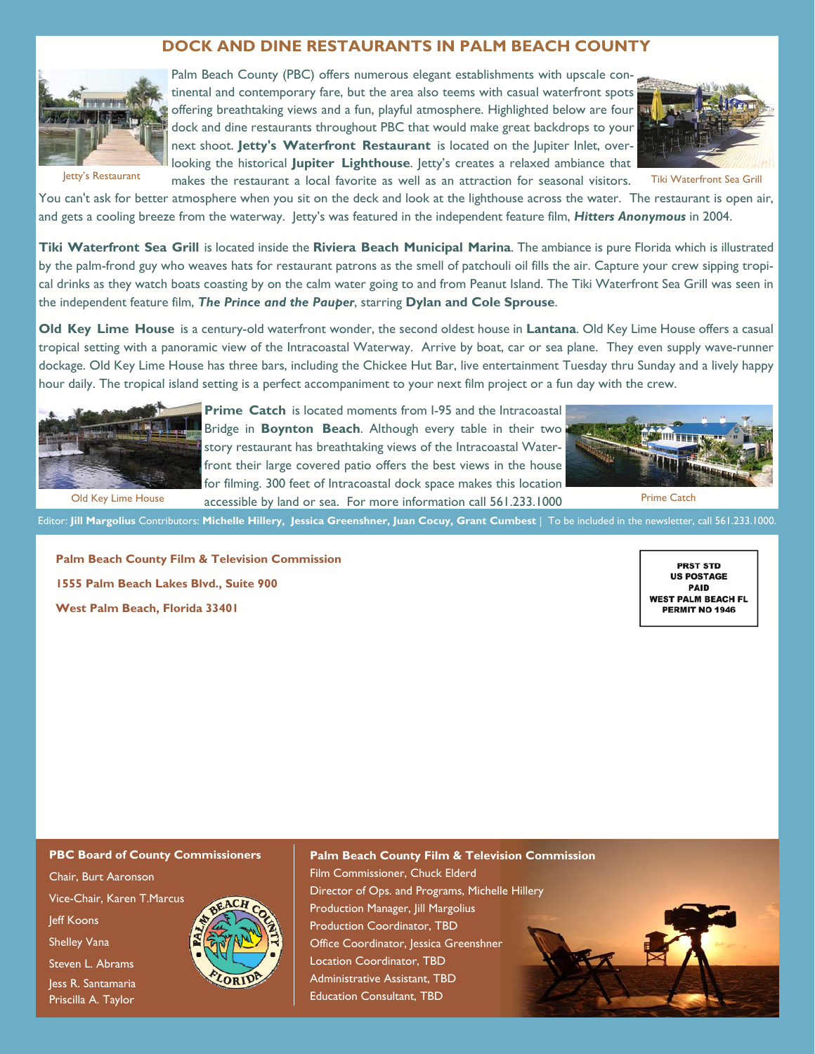## DOCK AND DINE RESTAURANTS IN PALM BEACH COUNTY

Jetty's Restaurant

Tiki Waterfront Sea Grill

Palm Beach County (PBC) offers numerous elegant establishments with upscale continental and contemporary fare, but the area also teems with casual waterfront spots offering breathtaking views and a fun, playful atmosphere. Highlighted below are four dock and dine restaurants throughout PBC that would make great backdrops to your next shoot. **Jetty's Waterfront Restaurant** is located on the Jupiter Inlet, overlooking the historical **Jupiter Lighthouse**. Jetty's creates a relaxed ambiance that makes the restaurant a local favorite as well as an attraction for seasonal visitors. You can't ask for better atmosphere when you sit on the deck and look at the lighthouse across the water. The restaurant is open air, and gets a cooling breeze from the waterway. Jetty's was featured in the independent feature film, ***Hitters Anonymous*** in 2004.

**Tiki Waterfront Sea Grill** is located inside the **Riviera Beach Municipal Marina**. The ambiance is pure Florida which is illustrated by the palm-frond guy who weaves hats for restaurant patrons as the smell of patchouli oil fills the air. Capture your crew sipping tropical drinks as they watch boats coasting by on the calm water going to and from Peanut Island. The Tiki Waterfront Sea Grill was seen in the independent feature film, ***The Prince and the Pauper***, starring **Dylan and Cole Sprouse**.

**Old Key Lime House** is a century-old waterfront wonder, the second oldest house in **Lantana**. Old Key Lime House offers a casual tropical setting with a panoramic view of the Intracoastal Waterway. Arrive by boat, car or sea plane. They even supply wave-runner dockage. Old Key Lime House has three bars, including the Chickee Hut Bar, live entertainment Tuesday thru Sunday and a lively happy hour daily. The tropical island setting is a perfect accompaniment to your next film project or a fun day with the crew.

Old Key Lime House

Prime Catch

**Prime Catch** is located moments from I-95 and the Intracoastal Bridge in **Boynton Beach**. Although every table in their two story restaurant has breathtaking views of the Intracoastal Waterfront their large covered patio offers the best views in the house for filming. 300 feet of Intracoastal dock space makes this location accessible by land or sea. For more information call 561.233.1000

Editor: **Jill Margolius** Contributors: **Michelle Hillery, Jessica Greenshner, Juan Cocuy, Grant Cumbest** | To be included in the newsletter, call 561.233.1000.

**Palm Beach County Film & Television Commission**

**1555 Palm Beach Lakes Blvd., Suite 900**

**West Palm Beach, Florida 33401**

PRST STD
US POSTAGE
PAID
WEST PALM BEACH FL
PERMIT NO 1946

**PBC Board of County Commissioners**

Chair, Burt Aaronson
Vice-Chair, Karen T.Marcus
Jeff Koons
Shelley Vana
Steven L. Abrams
Jess R. Santamaria
Priscilla A. Taylor

**Palm Beach County Film & Television Commission**

Film Commissioner, Chuck Elderd
Director of Ops. and Programs, Michelle Hillery
Production Manager, Jill Margolius
Production Coordinator, TBD
Office Coordinator, Jessica Greenshner
Location Coordinator, TBD
Administrative Assistant, TBD
Education Consultant, TBD